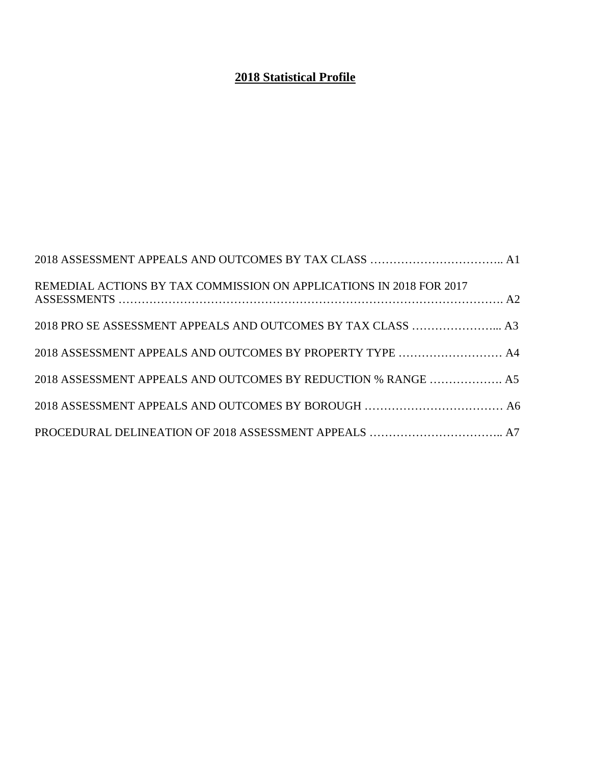# 2018 Statistical Profile

2018 ASSESSMENT APPEALS AND OUTCOMES BY TAX CLASS …………………………….. A1

REMEDIAL ACTIONS BY TAX COMMISSION ON APPLICATIONS IN 2018 FOR 2017 ASSESSMENTS ……………………………………………………………………………………. A2

2018 PRO SE ASSESSMENT APPEALS AND OUTCOMES BY TAX CLASS …………………... A3

2018 ASSESSMENT APPEALS AND OUTCOMES BY PROPERTY TYPE ……………………… A4

2018 ASSESSMENT APPEALS AND OUTCOMES BY REDUCTION % RANGE ………………. A5

2018 ASSESSMENT APPEALS AND OUTCOMES BY BOROUGH ……………………………… A6

PROCEDURAL DELINEATION OF 2018 ASSESSMENT APPEALS …………………………….. A7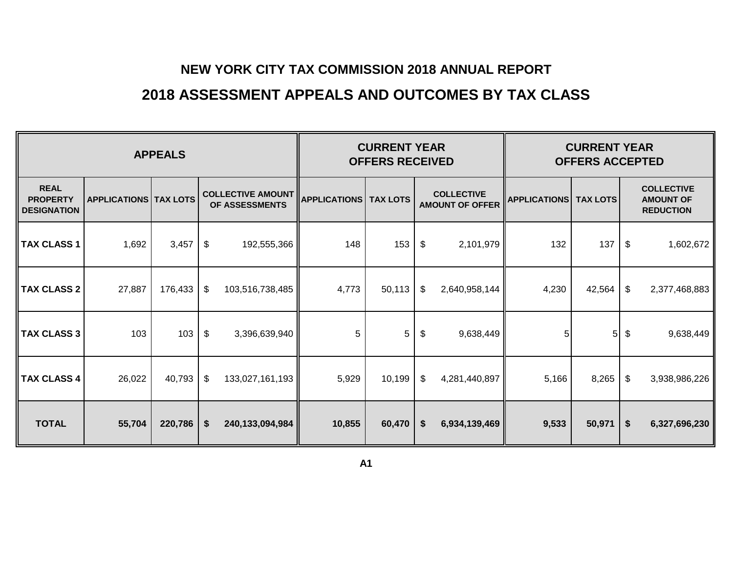# NEW YORK CITY TAX COMMISSION 2018 ANNUAL REPORT

## 2018 ASSESSMENT APPEALS AND OUTCOMES BY TAX CLASS

| APPEALS | | | | CURRENT YEAR OFFERS RECEIVED | | | CURRENT YEAR OFFERS ACCEPTED | | |
|---|---|---|---|---|---|---|---|---|---|
| REAL PROPERTY DESIGNATION | APPLICATIONS | TAX LOTS | COLLECTIVE AMOUNT OF ASSESSMENTS | APPLICATIONS | TAX LOTS | COLLECTIVE AMOUNT OF OFFER | APPLICATIONS | TAX LOTS | COLLECTIVE AMOUNT OF REDUCTION |
| TAX CLASS 1 | 1,692 | 3,457 | $ 192,555,366 | 148 | 153 | $ 2,101,979 | 132 | 137 | $ 1,602,672 |
| TAX CLASS 2 | 27,887 | 176,433 | $ 103,516,738,485 | 4,773 | 50,113 | $ 2,640,958,144 | 4,230 | 42,564 | $ 2,377,468,883 |
| TAX CLASS 3 | 103 | 103 | $ 3,396,639,940 | 5 | 5 | $ 9,638,449 | 5 | 5 | $ 9,638,449 |
| TAX CLASS 4 | 26,022 | 40,793 | $ 133,027,161,193 | 5,929 | 10,199 | $ 4,281,440,897 | 5,166 | 8,265 | $ 3,938,986,226 |
| **TOTAL** | **55,704** | **220,786** | **$ 240,133,094,984** | **10,855** | **60,470** | **$ 6,934,139,469** | **9,533** | **50,971** | **$ 6,327,696,230** |

A1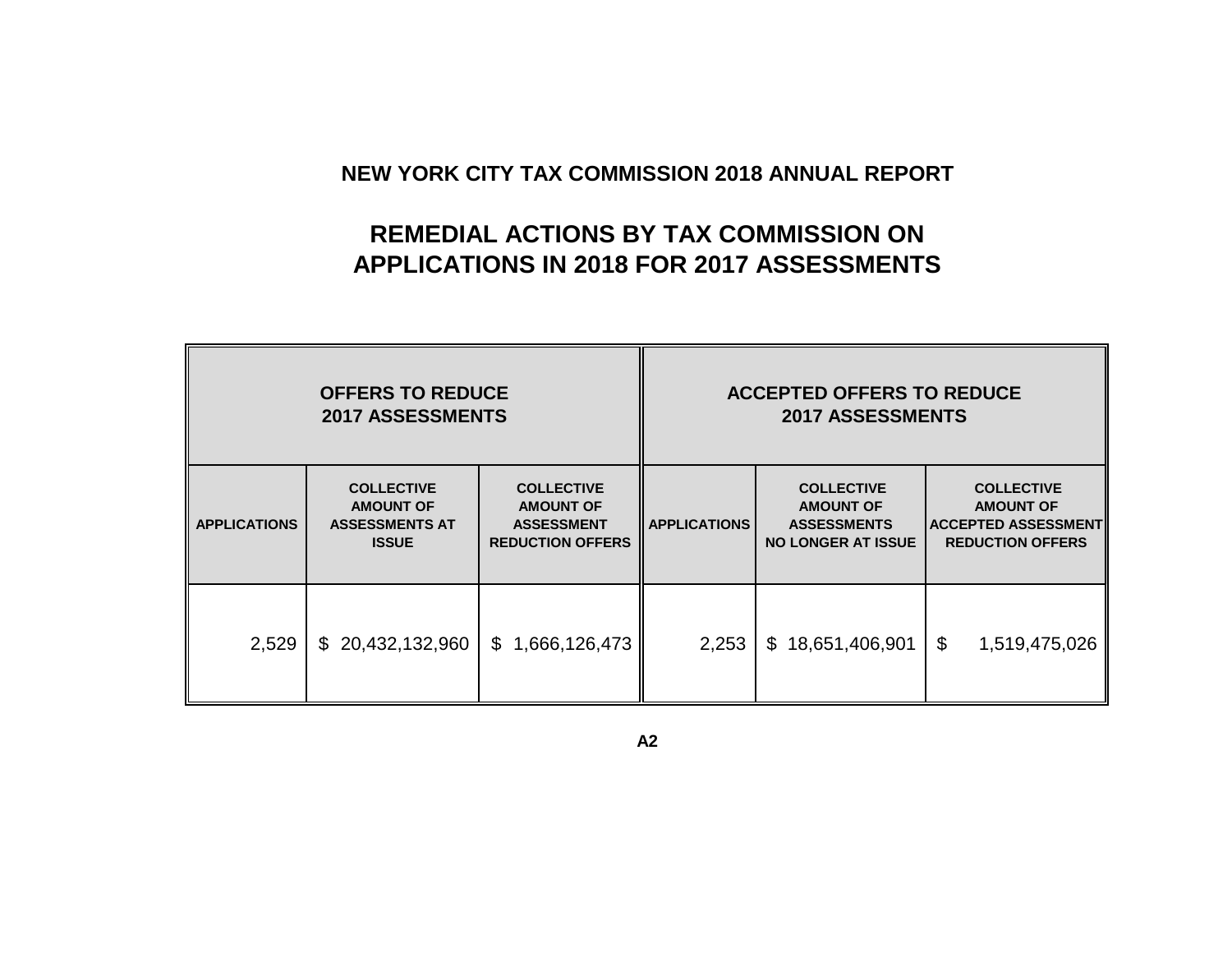## NEW YORK CITY TAX COMMISSION 2018 ANNUAL REPORT

# REMEDIAL ACTIONS BY TAX COMMISSION ON APPLICATIONS IN 2018 FOR 2017 ASSESSMENTS

| OFFERS TO REDUCE 2017 ASSESSMENTS | | | ACCEPTED OFFERS TO REDUCE 2017 ASSESSMENTS | | |
|---|---|---|---|---|---|
| APPLICATIONS | COLLECTIVE AMOUNT OF ASSESSMENTS AT ISSUE | COLLECTIVE AMOUNT OF ASSESSMENT REDUCTION OFFERS | APPLICATIONS | COLLECTIVE AMOUNT OF ASSESSMENTS NO LONGER AT ISSUE | COLLECTIVE AMOUNT OF ACCEPTED ASSESSMENT REDUCTION OFFERS |
| 2,529 | $ 20,432,132,960 | $ 1,666,126,473 | 2,253 | $ 18,651,406,901 | $ 1,519,475,026 |

A2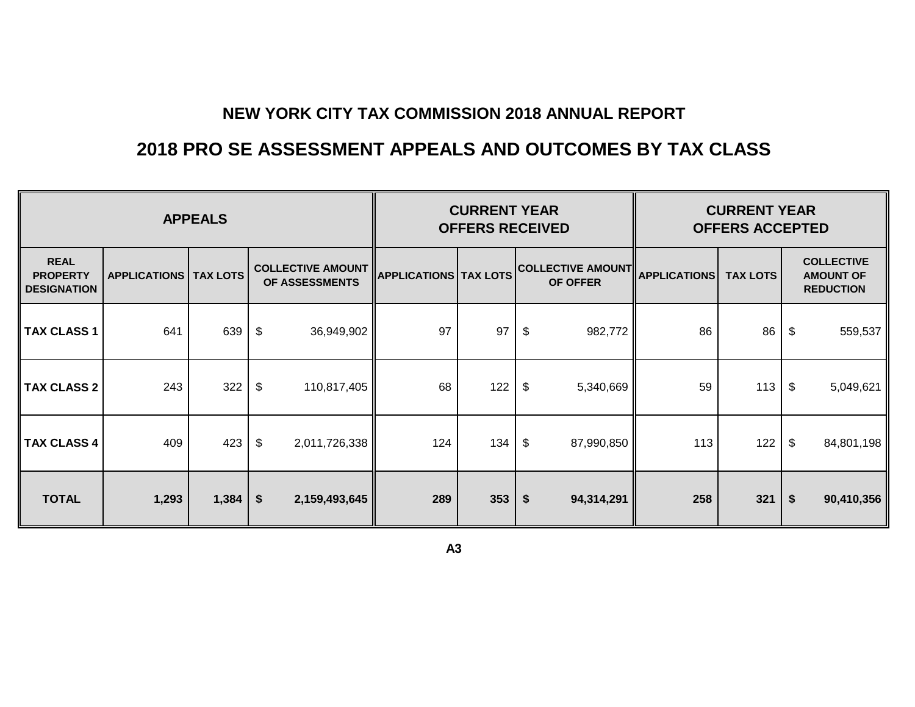# NEW YORK CITY TAX COMMISSION 2018 ANNUAL REPORT

## 2018 PRO SE ASSESSMENT APPEALS AND OUTCOMES BY TAX CLASS

| APPEALS | | | | CURRENT YEAR OFFERS RECEIVED | | | CURRENT YEAR OFFERS ACCEPTED | | |
|---|---|---|---|---|---|---|---|---|---|
| **REAL PROPERTY DESIGNATION** | **APPLICATIONS** | **TAX LOTS** | **COLLECTIVE AMOUNT OF ASSESSMENTS** | **APPLICATIONS** | **TAX LOTS** | **COLLECTIVE AMOUNT OF OFFER** | **APPLICATIONS** | **TAX LOTS** | **COLLECTIVE AMOUNT OF REDUCTION** |
| **TAX CLASS 1** | 641 | 639 | $ 36,949,902 | 97 | 97 | $ 982,772 | 86 | 86 | $ 559,537 |
| **TAX CLASS 2** | 243 | 322 | $ 110,817,405 | 68 | 122 | $ 5,340,669 | 59 | 113 | $ 5,049,621 |
| **TAX CLASS 4** | 409 | 423 | $ 2,011,726,338 | 124 | 134 | $ 87,990,850 | 113 | 122 | $ 84,801,198 |
| **TOTAL** | **1,293** | **1,384** | **$ 2,159,493,645** | **289** | **353** | **$ 94,314,291** | **258** | **321** | **$ 90,410,356** |

**A3**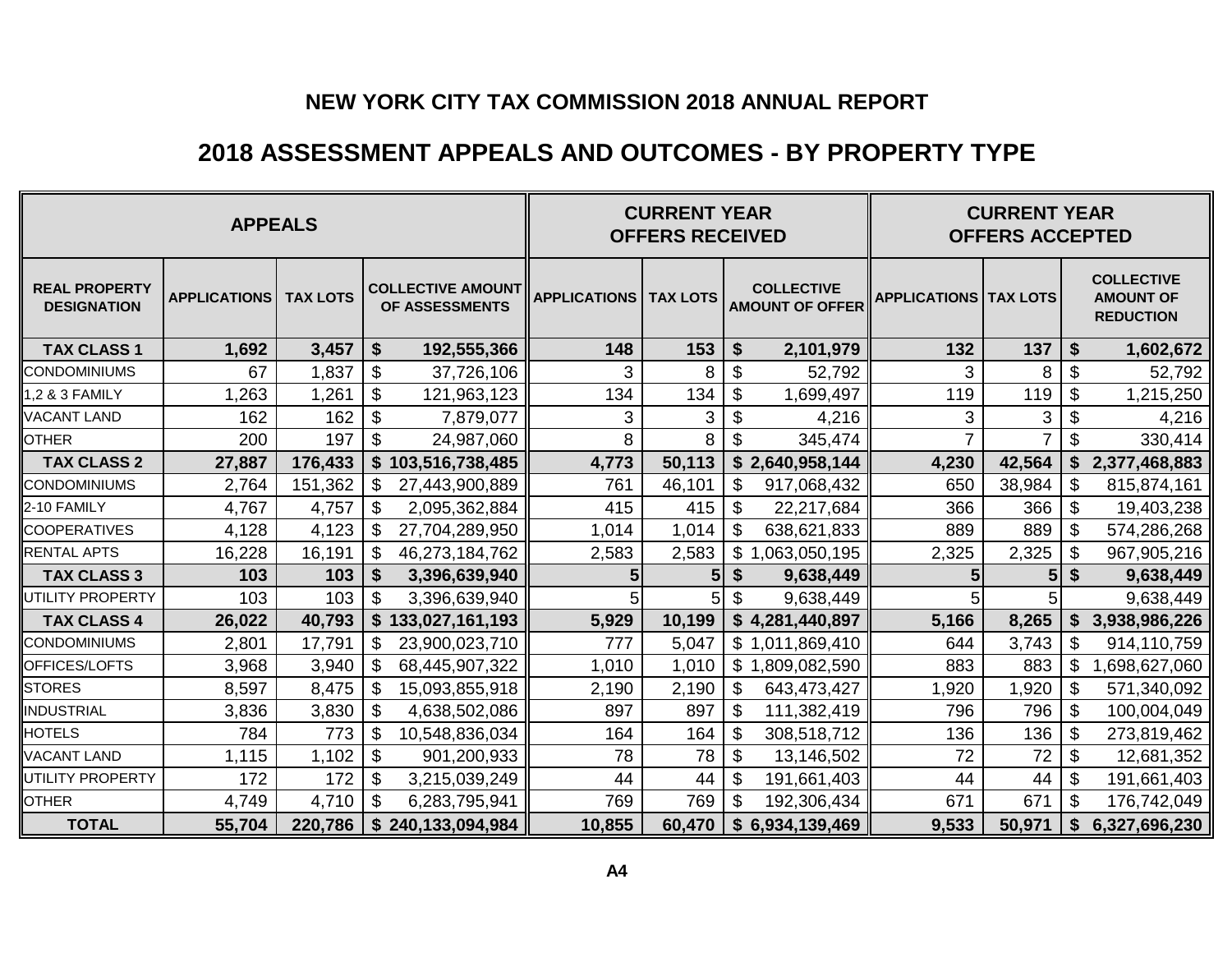# NEW YORK CITY TAX COMMISSION 2018 ANNUAL REPORT

## 2018 ASSESSMENT APPEALS AND OUTCOMES - BY PROPERTY TYPE

| APPEALS | | | | CURRENT YEAR OFFERS RECEIVED | | | CURRENT YEAR OFFERS ACCEPTED | | |
|---|---|---|---|---|---|---|---|---|---|
| REAL PROPERTY DESIGNATION | APPLICATIONS | TAX LOTS | COLLECTIVE AMOUNT OF ASSESSMENTS | APPLICATIONS | TAX LOTS | COLLECTIVE AMOUNT OF OFFER | APPLICATIONS | TAX LOTS | COLLECTIVE AMOUNT OF REDUCTION |
| **TAX CLASS 1** | **1,692** | **3,457** | **$ 192,555,366** | **148** | **153** | **$ 2,101,979** | **132** | **137** | **$ 1,602,672** |
| CONDOMINIUMS | 67 | 1,837 | $ 37,726,106 | 3 | 8 | $ 52,792 | 3 | 8 | $ 52,792 |
| 1,2 & 3 FAMILY | 1,263 | 1,261 | $ 121,963,123 | 134 | 134 | $ 1,699,497 | 119 | 119 | $ 1,215,250 |
| VACANT LAND | 162 | 162 | $ 7,879,077 | 3 | 3 | $ 4,216 | 3 | 3 | $ 4,216 |
| OTHER | 200 | 197 | $ 24,987,060 | 8 | 8 | $ 345,474 | 7 | 7 | $ 330,414 |
| **TAX CLASS 2** | **27,887** | **176,433** | **$ 103,516,738,485** | **4,773** | **50,113** | **$ 2,640,958,144** | **4,230** | **42,564** | **$ 2,377,468,883** |
| CONDOMINIUMS | 2,764 | 151,362 | $ 27,443,900,889 | 761 | 46,101 | $ 917,068,432 | 650 | 38,984 | $ 815,874,161 |
| 2-10 FAMILY | 4,767 | 4,757 | $ 2,095,362,884 | 415 | 415 | $ 22,217,684 | 366 | 366 | $ 19,403,238 |
| COOPERATIVES | 4,128 | 4,123 | $ 27,704,289,950 | 1,014 | 1,014 | $ 638,621,833 | 889 | 889 | $ 574,286,268 |
| RENTAL APTS | 16,228 | 16,191 | $ 46,273,184,762 | 2,583 | 2,583 | $ 1,063,050,195 | 2,325 | 2,325 | $ 967,905,216 |
| **TAX CLASS 3** | **103** | **103** | **$ 3,396,639,940** | **5** | **5** | **$ 9,638,449** | **5** | **5** | **$ 9,638,449** |
| UTILITY PROPERTY | 103 | 103 | $ 3,396,639,940 | 5 | 5 | $ 9,638,449 | 5 | 5 | 9,638,449 |
| **TAX CLASS 4** | **26,022** | **40,793** | **$ 133,027,161,193** | **5,929** | **10,199** | **$ 4,281,440,897** | **5,166** | **8,265** | **$ 3,938,986,226** |
| CONDOMINIUMS | 2,801 | 17,791 | $ 23,900,023,710 | 777 | 5,047 | $ 1,011,869,410 | 644 | 3,743 | $ 914,110,759 |
| OFFICES/LOFTS | 3,968 | 3,940 | $ 68,445,907,322 | 1,010 | 1,010 | $ 1,809,082,590 | 883 | 883 | $ 1,698,627,060 |
| STORES | 8,597 | 8,475 | $ 15,093,855,918 | 2,190 | 2,190 | $ 643,473,427 | 1,920 | 1,920 | $ 571,340,092 |
| INDUSTRIAL | 3,836 | 3,830 | $ 4,638,502,086 | 897 | 897 | $ 111,382,419 | 796 | 796 | $ 100,004,049 |
| HOTELS | 784 | 773 | $ 10,548,836,034 | 164 | 164 | $ 308,518,712 | 136 | 136 | $ 273,819,462 |
| VACANT LAND | 1,115 | 1,102 | $ 901,200,933 | 78 | 78 | $ 13,146,502 | 72 | 72 | $ 12,681,352 |
| UTILITY PROPERTY | 172 | 172 | $ 3,215,039,249 | 44 | 44 | $ 191,661,403 | 44 | 44 | $ 191,661,403 |
| OTHER | 4,749 | 4,710 | $ 6,283,795,941 | 769 | 769 | $ 192,306,434 | 671 | 671 | $ 176,742,049 |
| **TOTAL** | **55,704** | **220,786** | **$ 240,133,094,984** | **10,855** | **60,470** | **$ 6,934,139,469** | **9,533** | **50,971** | **$ 6,327,696,230** |

A4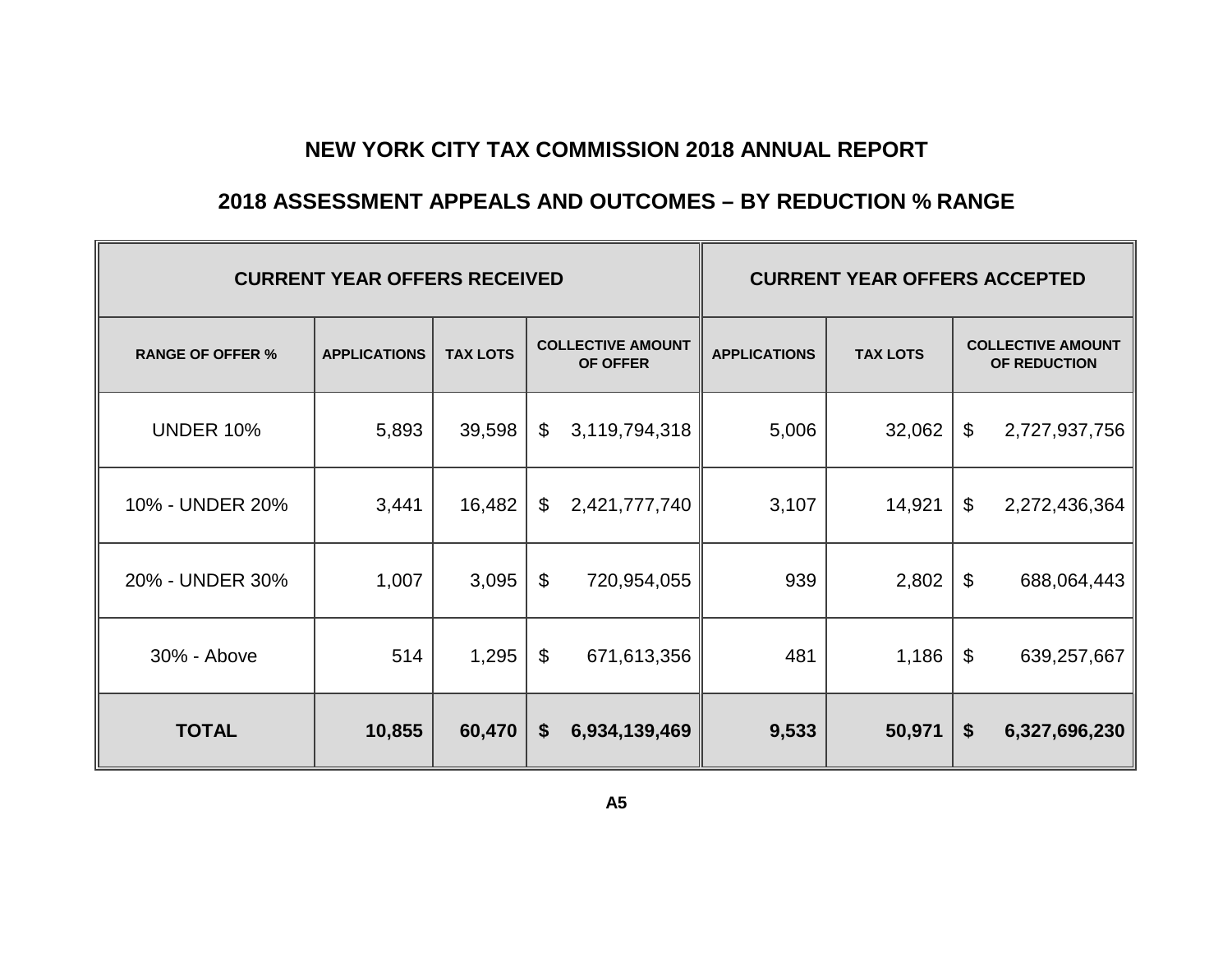# NEW YORK CITY TAX COMMISSION 2018 ANNUAL REPORT

## 2018 ASSESSMENT APPEALS AND OUTCOMES – BY REDUCTION % RANGE

| CURRENT YEAR OFFERS RECEIVED | | | | CURRENT YEAR OFFERS ACCEPTED | | |
|---|---|---|---|---|---|---|
| **RANGE OF OFFER %** | **APPLICATIONS** | **TAX LOTS** | **COLLECTIVE AMOUNT OF OFFER** | **APPLICATIONS** | **TAX LOTS** | **COLLECTIVE AMOUNT OF REDUCTION** |
| UNDER 10% | 5,893 | 39,598 | $ 3,119,794,318 | 5,006 | 32,062 | $ 2,727,937,756 |
| 10% - UNDER 20% | 3,441 | 16,482 | $ 2,421,777,740 | 3,107 | 14,921 | $ 2,272,436,364 |
| 20% - UNDER 30% | 1,007 | 3,095 | $ 720,954,055 | 939 | 2,802 | $ 688,064,443 |
| 30% - Above | 514 | 1,295 | $ 671,613,356 | 481 | 1,186 | $ 639,257,667 |
| **TOTAL** | **10,855** | **60,470** | **$ 6,934,139,469** | **9,533** | **50,971** | **$ 6,327,696,230** |

**A5**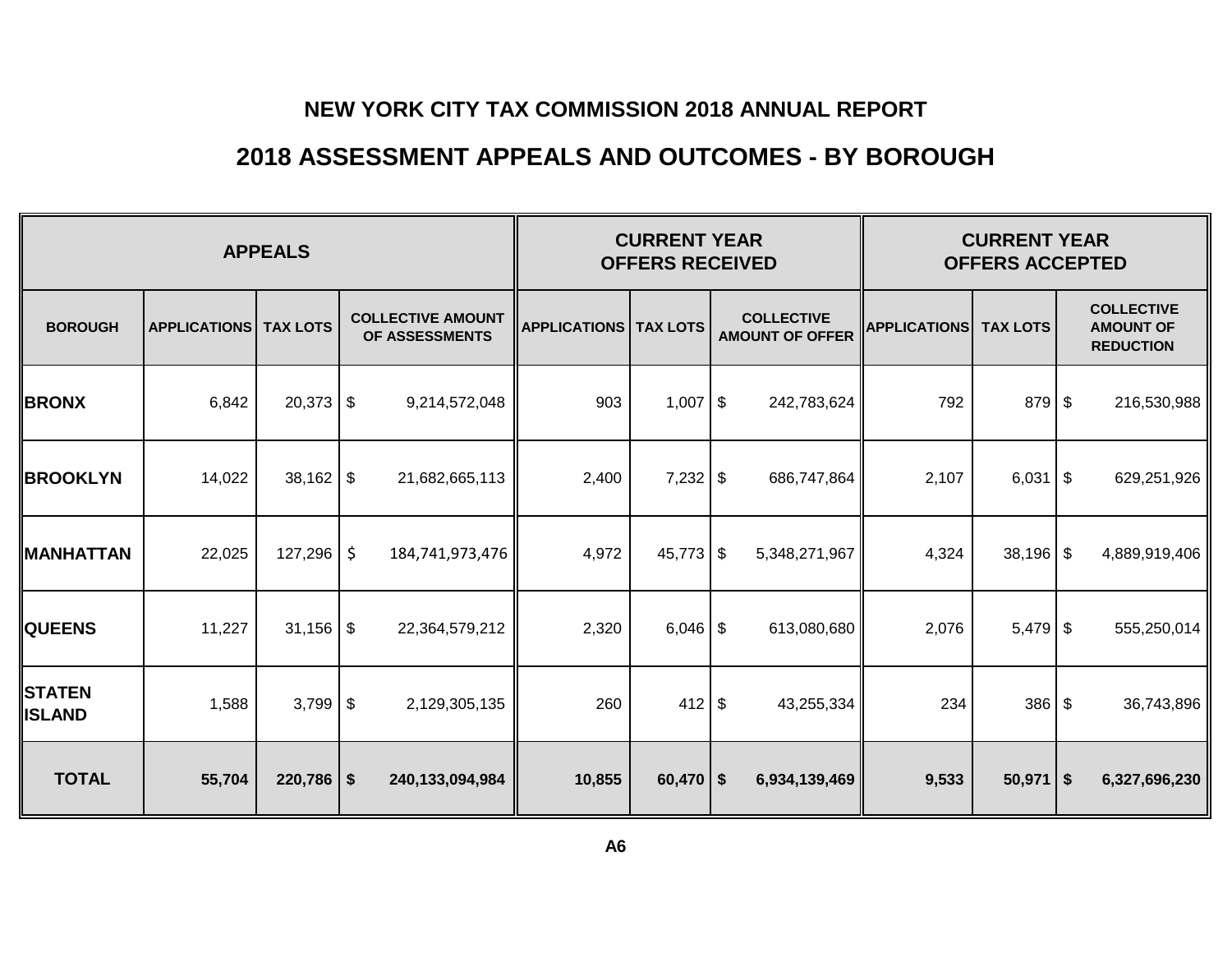# NEW YORK CITY TAX COMMISSION 2018 ANNUAL REPORT

## 2018 ASSESSMENT APPEALS AND OUTCOMES - BY BOROUGH

| APPEALS | | | | CURRENT YEAR OFFERS RECEIVED | | | CURRENT YEAR OFFERS ACCEPTED | | |
|---|---|---|---|---|---|---|---|---|---|
| BOROUGH | APPLICATIONS | TAX LOTS | COLLECTIVE AMOUNT OF ASSESSMENTS | APPLICATIONS | TAX LOTS | COLLECTIVE AMOUNT OF OFFER | APPLICATIONS | TAX LOTS | COLLECTIVE AMOUNT OF REDUCTION |
| **BRONX** | 6,842 | 20,373 | $ 9,214,572,048 | 903 | 1,007 | $ 242,783,624 | 792 | 879 | $ 216,530,988 |
| **BROOKLYN** | 14,022 | 38,162 | $ 21,682,665,113 | 2,400 | 7,232 | $ 686,747,864 | 2,107 | 6,031 | $ 629,251,926 |
| **MANHATTAN** | 22,025 | 127,296 | $ 184,741,973,476 | 4,972 | 45,773 | $ 5,348,271,967 | 4,324 | 38,196 | $ 4,889,919,406 |
| **QUEENS** | 11,227 | 31,156 | $ 22,364,579,212 | 2,320 | 6,046 | $ 613,080,680 | 2,076 | 5,479 | $ 555,250,014 |
| **STATEN ISLAND** | 1,588 | 3,799 | $ 2,129,305,135 | 260 | 412 | $ 43,255,334 | 234 | 386 | $ 36,743,896 |
| **TOTAL** | **55,704** | **220,786** | **$ 240,133,094,984** | **10,855** | **60,470** | **$ 6,934,139,469** | **9,533** | **50,971** | **$ 6,327,696,230** |

**A6**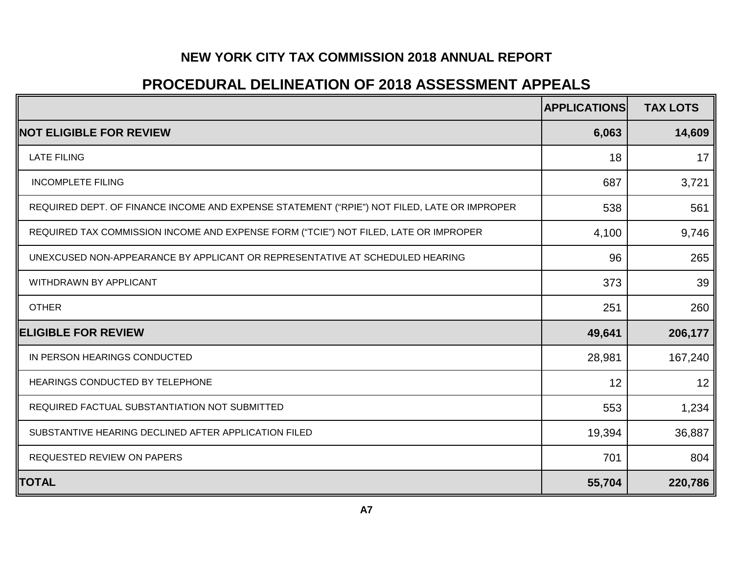# NEW YORK CITY TAX COMMISSION 2018 ANNUAL REPORT

## PROCEDURAL DELINEATION OF 2018 ASSESSMENT APPEALS

| | APPLICATIONS | TAX LOTS |
|---|---|---|
| **NOT ELIGIBLE FOR REVIEW** | **6,063** | **14,609** |
| LATE FILING | 18 | 17 |
| INCOMPLETE FILING | 687 | 3,721 |
| REQUIRED DEPT. OF FINANCE INCOME AND EXPENSE STATEMENT ("RPIE") NOT FILED, LATE OR IMPROPER | 538 | 561 |
| REQUIRED TAX COMMISSION INCOME AND EXPENSE FORM ("TCIE") NOT FILED, LATE OR IMPROPER | 4,100 | 9,746 |
| UNEXCUSED NON-APPEARANCE BY APPLICANT OR REPRESENTATIVE AT SCHEDULED HEARING | 96 | 265 |
| WITHDRAWN BY APPLICANT | 373 | 39 |
| OTHER | 251 | 260 |
| **ELIGIBLE FOR REVIEW** | **49,641** | **206,177** |
| IN PERSON HEARINGS CONDUCTED | 28,981 | 167,240 |
| HEARINGS CONDUCTED BY TELEPHONE | 12 | 12 |
| REQUIRED FACTUAL SUBSTANTIATION NOT SUBMITTED | 553 | 1,234 |
| SUBSTANTIVE HEARING DECLINED AFTER APPLICATION FILED | 19,394 | 36,887 |
| REQUESTED REVIEW ON PAPERS | 701 | 804 |
| **TOTAL** | **55,704** | **220,786** |

A7